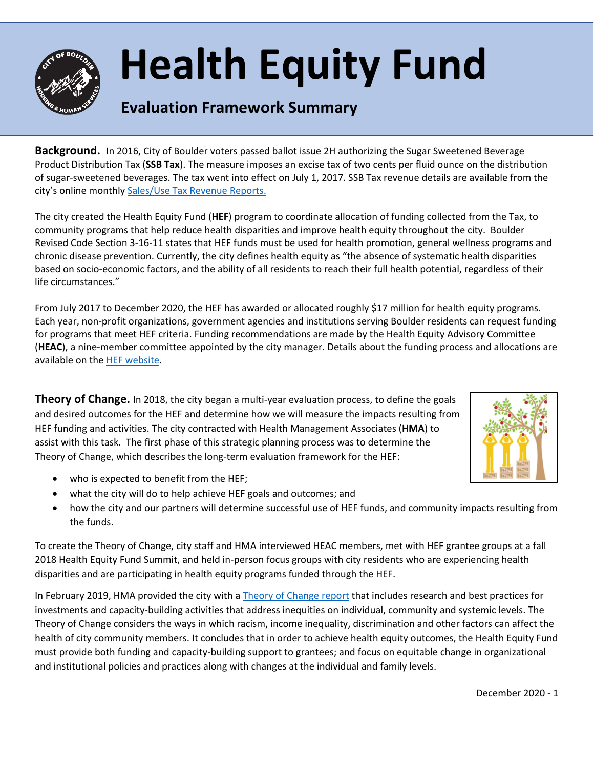# Health Equity Fund

## Evaluation Framework Summary

**Background.** In 2016, City of Boulder voters passed ballot issue 2H authorizing the Sugar Sweetened Beverage Product Distribution Tax (**SSB Tax**). The measure imposes an excise tax of two cents per fluid ounce on the distribution of sugar-sweetened beverages. The tax went into effect on July 1, 2017. SSB Tax revenue details are available from the city's online monthly Sales/Use Tax Revenue Reports.

The city created the Health Equity Fund (**HEF**) program to coordinate allocation of funding collected from the Tax, to community programs that help reduce health disparities and improve health equity throughout the city. Boulder Revised Code Section 3-16-11 states that HEF funds must be used for health promotion, general wellness programs and chronic disease prevention. Currently, the city defines health equity as "the absence of systematic health disparities based on socio-economic factors, and the ability of all residents to reach their full health potential, regardless of their life circumstances."

From July 2017 to December 2020, the HEF has awarded or allocated roughly $17 million for health equity programs. Each year, non-profit organizations, government agencies and institutions serving Boulder residents can request funding for programs that meet HEF criteria. Funding recommendations are made by the Health Equity Advisory Committee (**HEAC**), a nine-member committee appointed by the city manager. Details about the funding process and allocations are available on the HEF website.

**Theory of Change.** In 2018, the city began a multi-year evaluation process, to define the goals and desired outcomes for the HEF and determine how we will measure the impacts resulting from HEF funding and activities. The city contracted with Health Management Associates (**HMA**) to assist with this task. The first phase of this strategic planning process was to determine the Theory of Change, which describes the long-term evaluation framework for the HEF:

- who is expected to benefit from the HEF;
- what the city will do to help achieve HEF goals and outcomes; and
- how the city and our partners will determine successful use of HEF funds, and community impacts resulting from the funds.

To create the Theory of Change, city staff and HMA interviewed HEAC members, met with HEF grantee groups at a fall 2018 Health Equity Fund Summit, and held in-person focus groups with city residents who are experiencing health disparities and are participating in health equity programs funded through the HEF.

In February 2019, HMA provided the city with a Theory of Change report that includes research and best practices for investments and capacity-building activities that address inequities on individual, community and systemic levels. The Theory of Change considers the ways in which racism, income inequality, discrimination and other factors can affect the health of city community members. It concludes that in order to achieve health equity outcomes, the Health Equity Fund must provide both funding and capacity-building support to grantees; and focus on equitable change in organizational and institutional policies and practices along with changes at the individual and family levels.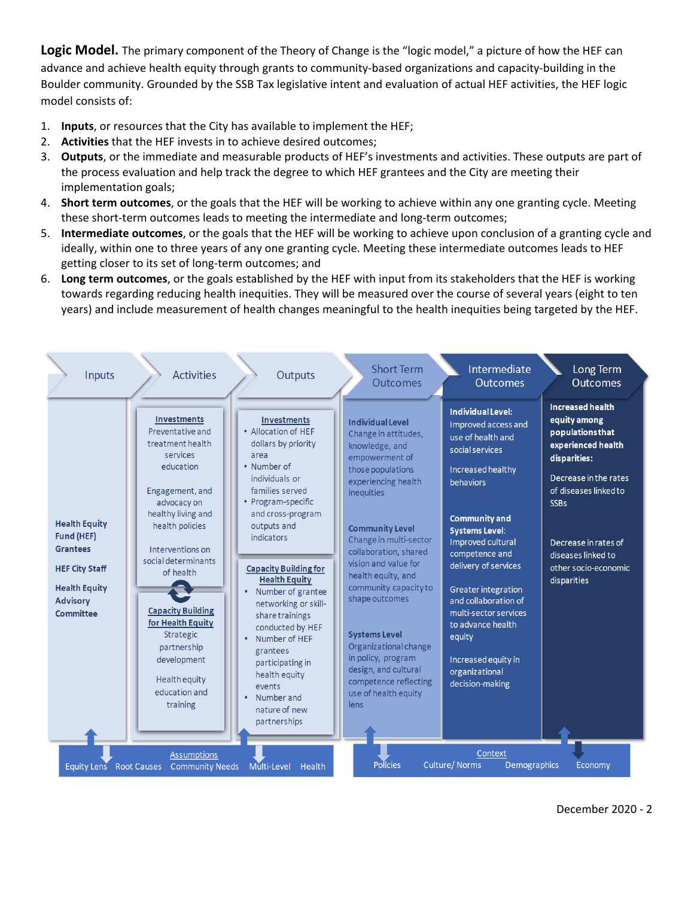**Logic Model.** The primary component of the Theory of Change is the "logic model," a picture of how the HEF can advance and achieve health equity through grants to community-based organizations and capacity-building in the Boulder community. Grounded by the SSB Tax legislative intent and evaluation of actual HEF activities, the HEF logic model consists of:

1. **Inputs**, or resources that the City has available to implement the HEF;
2. **Activities** that the HEF invests in to achieve desired outcomes;
3. **Outputs**, or the immediate and measurable products of HEF's investments and activities. These outputs are part of the process evaluation and help track the degree to which HEF grantees and the City are meeting their implementation goals;
4. **Short term outcomes**, or the goals that the HEF will be working to achieve within any one granting cycle. Meeting these short-term outcomes leads to meeting the intermediate and long-term outcomes;
5. **Intermediate outcomes**, or the goals that the HEF will be working to achieve upon conclusion of a granting cycle and ideally, within one to three years of any one granting cycle. Meeting these intermediate outcomes leads to HEF getting closer to its set of long-term outcomes; and
6. **Long term outcomes**, or the goals established by the HEF with input from its stakeholders that the HEF is working towards regarding reducing health inequities. They will be measured over the course of several years (eight to ten years) and include measurement of health changes meaningful to the health inequities being targeted by the HEF.

| Inputs | Activities | Outputs | Short Term Outcomes | Intermediate Outcomes | Long Term Outcomes |
|---|---|---|---|---|---|
| **Health Equity Fund (HEF) Grantees**<br><br>**HEF City Staff**<br><br>**Health Equity Advisory Committee** | **Investments**<br>Preventative and treatment health services education<br><br>Engagement, and advocacy on healthy living and health policies<br><br>Interventions on social determinants of health<br><br>**Capacity Building for Health Equity**<br>Strategic partnership development<br><br>Health equity education and training | **Investments**<br>• Allocation of HEF dollars by priority area<br>• Number of individuals or families served<br>• Program-specific and cross-program outputs and indicators<br><br>**Capacity Building for Health Equity**<br>• Number of grantee networking or skill-share trainings conducted by HEF<br>• Number of HEF grantees participating in health equity events<br>• Number and nature of new partnerships | **Individual Level**<br>Change in attitudes, knowledge, and empowerment of those populations experiencing health inequities<br><br>**Community Level**<br>Change in multi-sector collaboration, shared vision and value for health equity, and community capacity to shape outcomes<br><br>**Systems Level**<br>Organizational change in policy, program design, and cultural competence reflecting use of health equity lens | **Individual Level:**<br>Improved access and use of health and social services<br><br>Increased healthy behaviors<br><br>**Community and Systems Level:**<br>Improved cultural competence and delivery of services<br><br>Greater integration and collaboration of multi-sector services to advance health equity<br><br>Increased equity in organizational decision-making | **Increased health equity among populations that experienced health disparities:**<br><br>Decrease in the rates of diseases linked to SSBs<br><br>Decrease in rates of diseases linked to other socio-economic disparities |

**Assumptions:** Equity Lens, Root Causes, Community Needs, Multi-Level, Health

**Context:** Policies, Culture/ Norms, Demographics, Economy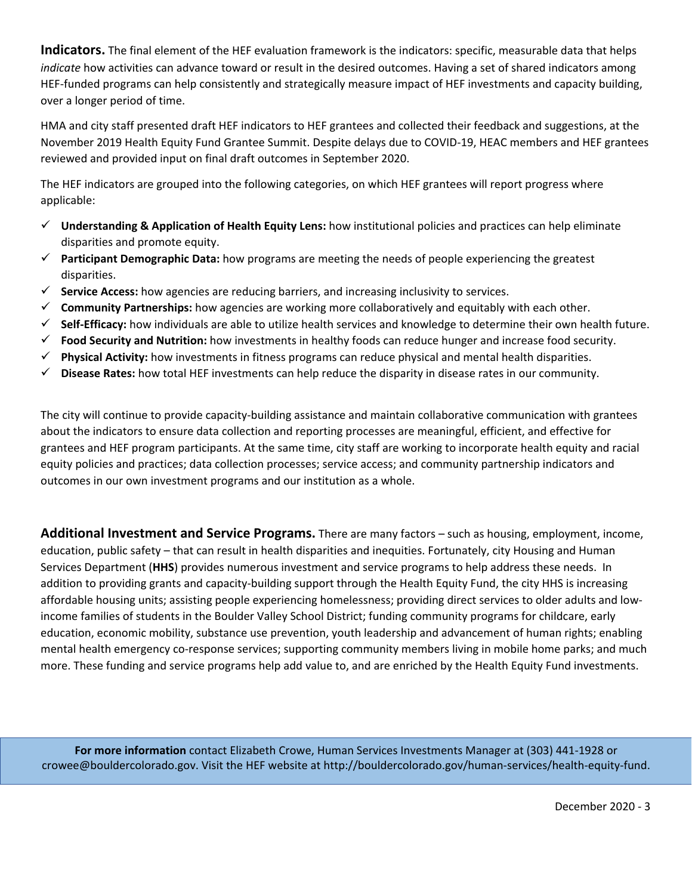**Indicators.** The final element of the HEF evaluation framework is the indicators: specific, measurable data that helps *indicate* how activities can advance toward or result in the desired outcomes. Having a set of shared indicators among HEF-funded programs can help consistently and strategically measure impact of HEF investments and capacity building, over a longer period of time.

HMA and city staff presented draft HEF indicators to HEF grantees and collected their feedback and suggestions, at the November 2019 Health Equity Fund Grantee Summit. Despite delays due to COVID-19, HEAC members and HEF grantees reviewed and provided input on final draft outcomes in September 2020.

The HEF indicators are grouped into the following categories, on which HEF grantees will report progress where applicable:

- ✓ **Understanding & Application of Health Equity Lens:** how institutional policies and practices can help eliminate disparities and promote equity.
- ✓ **Participant Demographic Data:** how programs are meeting the needs of people experiencing the greatest disparities.
- ✓ **Service Access:** how agencies are reducing barriers, and increasing inclusivity to services.
- ✓ **Community Partnerships:** how agencies are working more collaboratively and equitably with each other.
- ✓ **Self-Efficacy:** how individuals are able to utilize health services and knowledge to determine their own health future.
- ✓ **Food Security and Nutrition:** how investments in healthy foods can reduce hunger and increase food security.
- ✓ **Physical Activity:** how investments in fitness programs can reduce physical and mental health disparities.
- ✓ **Disease Rates:** how total HEF investments can help reduce the disparity in disease rates in our community.

The city will continue to provide capacity-building assistance and maintain collaborative communication with grantees about the indicators to ensure data collection and reporting processes are meaningful, efficient, and effective for grantees and HEF program participants. At the same time, city staff are working to incorporate health equity and racial equity policies and practices; data collection processes; service access; and community partnership indicators and outcomes in our own investment programs and our institution as a whole.

**Additional Investment and Service Programs.** There are many factors – such as housing, employment, income, education, public safety – that can result in health disparities and inequities. Fortunately, city Housing and Human Services Department (**HHS**) provides numerous investment and service programs to help address these needs. In addition to providing grants and capacity-building support through the Health Equity Fund, the city HHS is increasing affordable housing units; assisting people experiencing homelessness; providing direct services to older adults and low-income families of students in the Boulder Valley School District; funding community programs for childcare, early education, economic mobility, substance use prevention, youth leadership and advancement of human rights; enabling mental health emergency co-response services; supporting community members living in mobile home parks; and much more. These funding and service programs help add value to, and are enriched by the Health Equity Fund investments.

**For more information** contact Elizabeth Crowe, Human Services Investments Manager at (303) 441-1928 or crowee@bouldercolorado.gov. Visit the HEF website at http://bouldercolorado.gov/human-services/health-equity-fund.